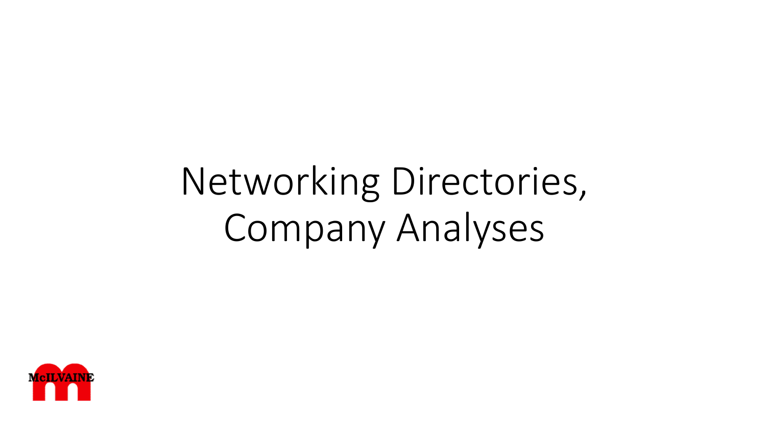# Networking Directories, Company Analyses

McILVAINE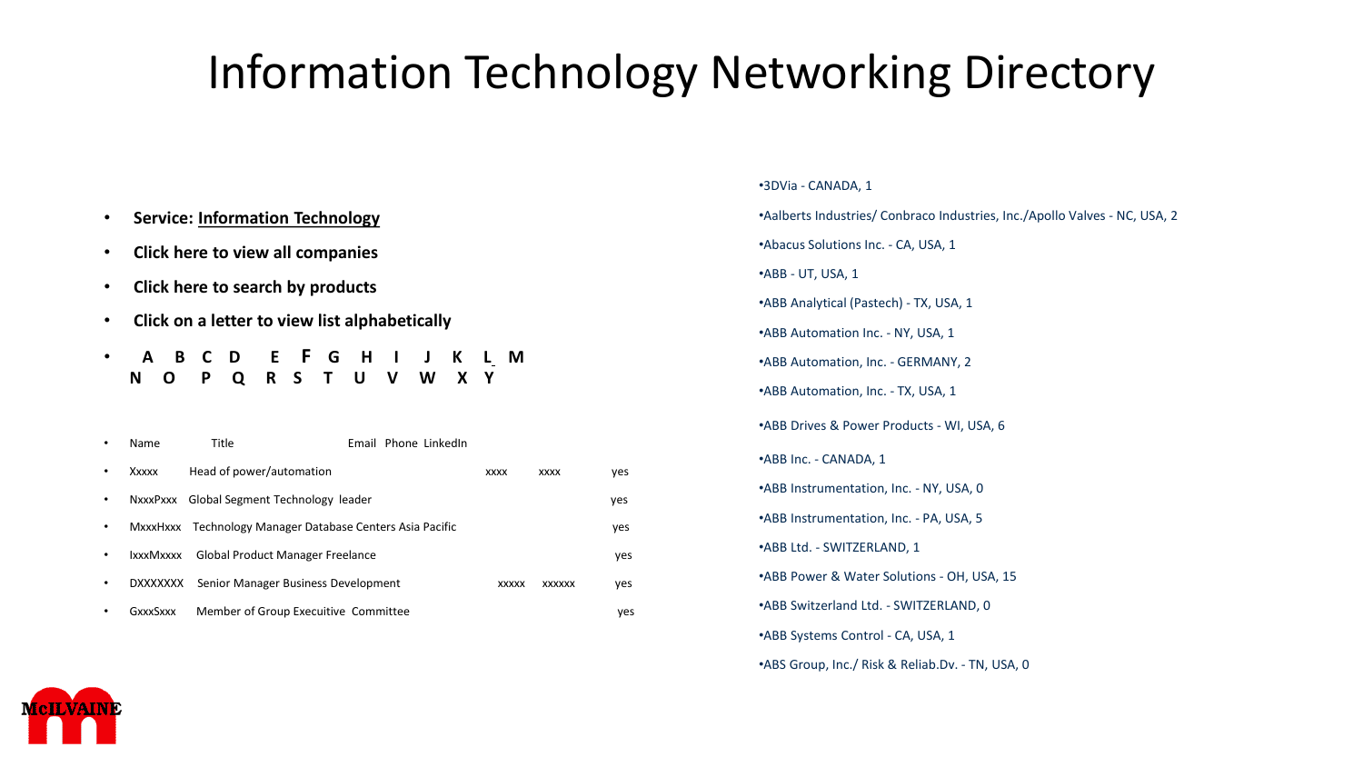# Information Technology Networking Directory

- **Service: Information Technology**
- **Click here to view all companies**
- **Click here to search by products**
- **Click on a letter to view list alphabetically**
- **A B C D E F G H I J K L M N O P Q R S T U V W X Y**

| Name | Title | Email | Phone | LinkedIn |
|---|---|---|---|---|
| Xxxxx | Head of power/automation | xxxx | xxxx | yes |
| NxxxPxxx | Global Segment Technology leader | | | yes |
| MxxxHxxx | Technology Manager Database Centers Asia Pacific | | | yes |
| IxxxMxxxx | Global Product Manager Freelance | | | yes |
| DXXXXXXX | Senior Manager Business Development | xxxxx | xxxxxx | yes |
| GxxxSxxx | Member of Group Executive Committee | | | yes |

- 3DVia - CANADA, 1
- Aalberts Industries/ Conbraco Industries, Inc./Apollo Valves - NC, USA, 2
- Abacus Solutions Inc. - CA, USA, 1
- ABB - UT, USA, 1
- ABB Analytical (Pastech) - TX, USA, 1
- ABB Automation Inc. - NY, USA, 1
- ABB Automation, Inc. - GERMANY, 2
- ABB Automation, Inc. - TX, USA, 1
- ABB Drives & Power Products - WI, USA, 6
- ABB Inc. - CANADA, 1
- ABB Instrumentation, Inc. - NY, USA, 0
- ABB Instrumentation, Inc. - PA, USA, 5
- ABB Ltd. - SWITZERLAND, 1
- ABB Power & Water Solutions - OH, USA, 15
- ABB Switzerland Ltd. - SWITZERLAND, 0
- ABB Systems Control - CA, USA, 1
- ABS Group, Inc./ Risk & Reliab.Dv. - TN, USA, 0

McILVAINE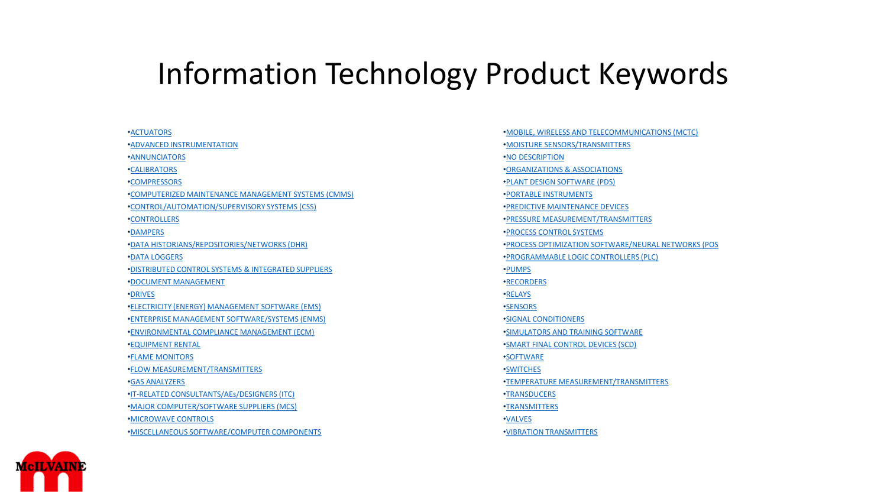# Information Technology Product Keywords

- ACTUATORS
- ADVANCED INSTRUMENTATION
- ANNUNCIATORS
- CALIBRATORS
- COMPRESSORS
- COMPUTERIZED MAINTENANCE MANAGEMENT SYSTEMS (CMMS)
- CONTROL/AUTOMATION/SUPERVISORY SYSTEMS (CSS)
- CONTROLLERS
- DAMPERS
- DATA HISTORIANS/REPOSITORIES/NETWORKS (DHR)
- DATA LOGGERS
- DISTRIBUTED CONTROL SYSTEMS & INTEGRATED SUPPLIERS
- DOCUMENT MANAGEMENT
- DRIVES
- ELECTRICITY (ENERGY) MANAGEMENT SOFTWARE (EMS)
- ENTERPRISE MANAGEMENT SOFTWARE/SYSTEMS (ENMS)
- ENVIRONMENTAL COMPLIANCE MANAGEMENT (ECM)
- EQUIPMENT RENTAL
- FLAME MONITORS
- FLOW MEASUREMENT/TRANSMITTERS
- GAS ANALYZERS
- IT-RELATED CONSULTANTS/AEs/DESIGNERS (ITC)
- MAJOR COMPUTER/SOFTWARE SUPPLIERS (MCS)
- MICROWAVE CONTROLS
- MISCELLANEOUS SOFTWARE/COMPUTER COMPONENTS
- MOBILE, WIRELESS AND TELECOMMUNICATIONS (MCTC)
- MOISTURE SENSORS/TRANSMITTERS
- NO DESCRIPTION
- ORGANIZATIONS & ASSOCIATIONS
- PLANT DESIGN SOFTWARE (PDS)
- PORTABLE INSTRUMENTS
- PREDICTIVE MAINTENANCE DEVICES
- PRESSURE MEASUREMENT/TRANSMITTERS
- PROCESS CONTROL SYSTEMS
- PROCESS OPTIMIZATION SOFTWARE/NEURAL NETWORKS (POS
- PROGRAMMABLE LOGIC CONTROLLERS (PLC)
- PUMPS
- RECORDERS
- RELAYS
- SENSORS
- SIGNAL CONDITIONERS
- SIMULATORS AND TRAINING SOFTWARE
- SMART FINAL CONTROL DEVICES (SCD)
- SOFTWARE
- SWITCHES
- TEMPERATURE MEASUREMENT/TRANSMITTERS
- TRANSDUCERS
- TRANSMITTERS
- VALVES
- VIBRATION TRANSMITTERS

McILVAINE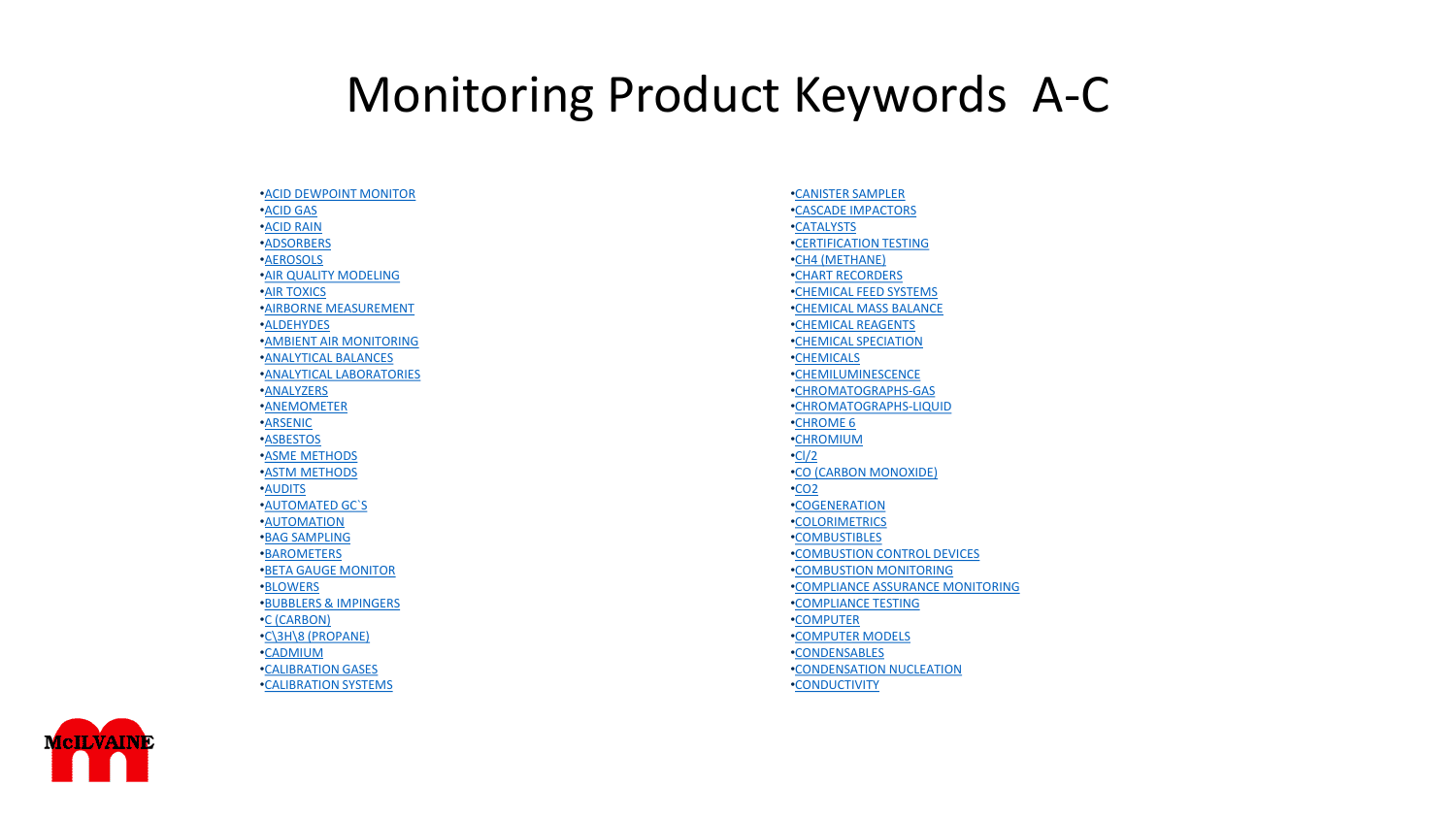# Monitoring Product Keywords A-C

- ACID DEWPOINT MONITOR
- ACID GAS
- ACID RAIN
- ADSORBERS
- AEROSOLS
- AIR QUALITY MODELING
- AIR TOXICS
- AIRBORNE MEASUREMENT
- ALDEHYDES
- AMBIENT AIR MONITORING
- ANALYTICAL BALANCES
- ANALYTICAL LABORATORIES
- ANALYZERS
- ANEMOMETER
- ARSENIC
- ASBESTOS
- ASME METHODS
- ASTM METHODS
- AUDITS
- AUTOMATED GC`S
- AUTOMATION
- BAG SAMPLING
- BAROMETERS
- BETA GAUGE MONITOR
- BLOWERS
- BUBBLERS & IMPINGERS
- C (CARBON)
- C\3H\8 (PROPANE)
- CADMIUM
- CALIBRATION GASES
- CALIBRATION SYSTEMS
- CANISTER SAMPLER
- CASCADE IMPACTORS
- CATALYSTS
- CERTIFICATION TESTING
- CH4 (METHANE)
- CHART RECORDERS
- CHEMICAL FEED SYSTEMS
- CHEMICAL MASS BALANCE
- CHEMICAL REAGENTS
- CHEMICAL SPECIATION
- CHEMICALS
- CHEMILUMINESCENCE
- CHROMATOGRAPHS-GAS
- CHROMATOGRAPHS-LIQUID
- CHROME 6
- CHROMIUM
- Cl/2
- CO (CARBON MONOXIDE)
- CO2
- COGENERATION
- COLORIMETRICS
- COMBUSTIBLES
- COMBUSTION CONTROL DEVICES
- COMBUSTION MONITORING
- COMPLIANCE ASSURANCE MONITORING
- COMPLIANCE TESTING
- COMPUTER
- COMPUTER MODELS
- CONDENSABLES
- CONDENSATION NUCLEATION
- CONDUCTIVITY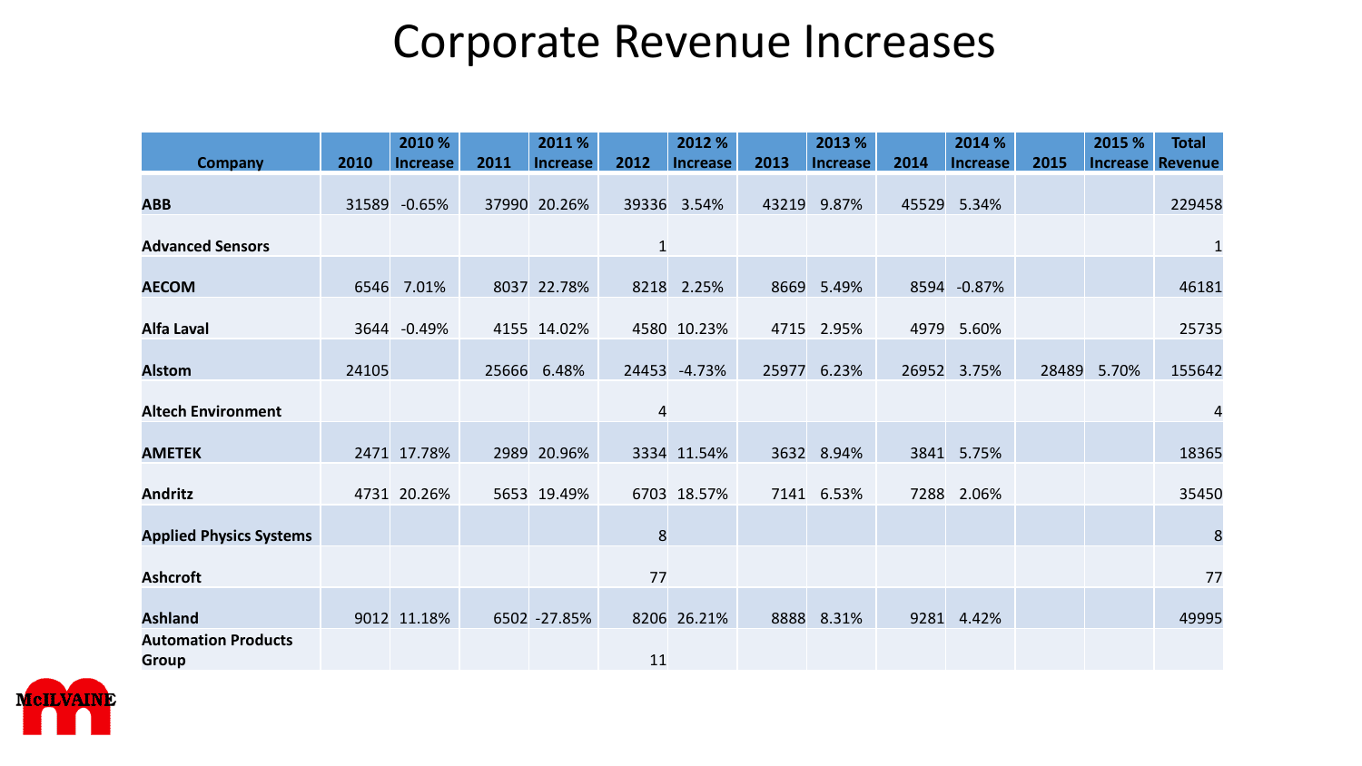# Corporate Revenue Increases

| Company | 2010 | 2010 % Increase | 2011 | 2011 % Increase | 2012 | 2012 % Increase | 2013 | 2013 % Increase | 2014 | 2014 % Increase | 2015 | 2015 % Increase | Total Revenue |
|---|---|---|---|---|---|---|---|---|---|---|---|---|---|
| ABB | 31589 | -0.65% | 37990 | 20.26% | 39336 | 3.54% | 43219 | 9.87% | 45529 | 5.34% | | | 229458 |
| Advanced Sensors | | | | | 1 | | | | | | | | 1 |
| AECOM | 6546 | 7.01% | 8037 | 22.78% | 8218 | 2.25% | 8669 | 5.49% | 8594 | -0.87% | | | 46181 |
| Alfa Laval | 3644 | -0.49% | 4155 | 14.02% | 4580 | 10.23% | 4715 | 2.95% | 4979 | 5.60% | | | 25735 |
| Alstom | 24105 | | 25666 | 6.48% | 24453 | -4.73% | 25977 | 6.23% | 26952 | 3.75% | 28489 | 5.70% | 155642 |
| Altech Environment | | | | | 4 | | | | | | | | 4 |
| AMETEK | 2471 | 17.78% | 2989 | 20.96% | 3334 | 11.54% | 3632 | 8.94% | 3841 | 5.75% | | | 18365 |
| Andritz | 4731 | 20.26% | 5653 | 19.49% | 6703 | 18.57% | 7141 | 6.53% | 7288 | 2.06% | | | 35450 |
| Applied Physics Systems | | | | | 8 | | | | | | | | 8 |
| Ashcroft | | | | | 77 | | | | | | | | 77 |
| Ashland | 9012 | 11.18% | 6502 | -27.85% | 8206 | 26.21% | 8888 | 8.31% | 9281 | 4.42% | | | 49995 |
| Automation Products Group | | | | | 11 | | | | | | | | |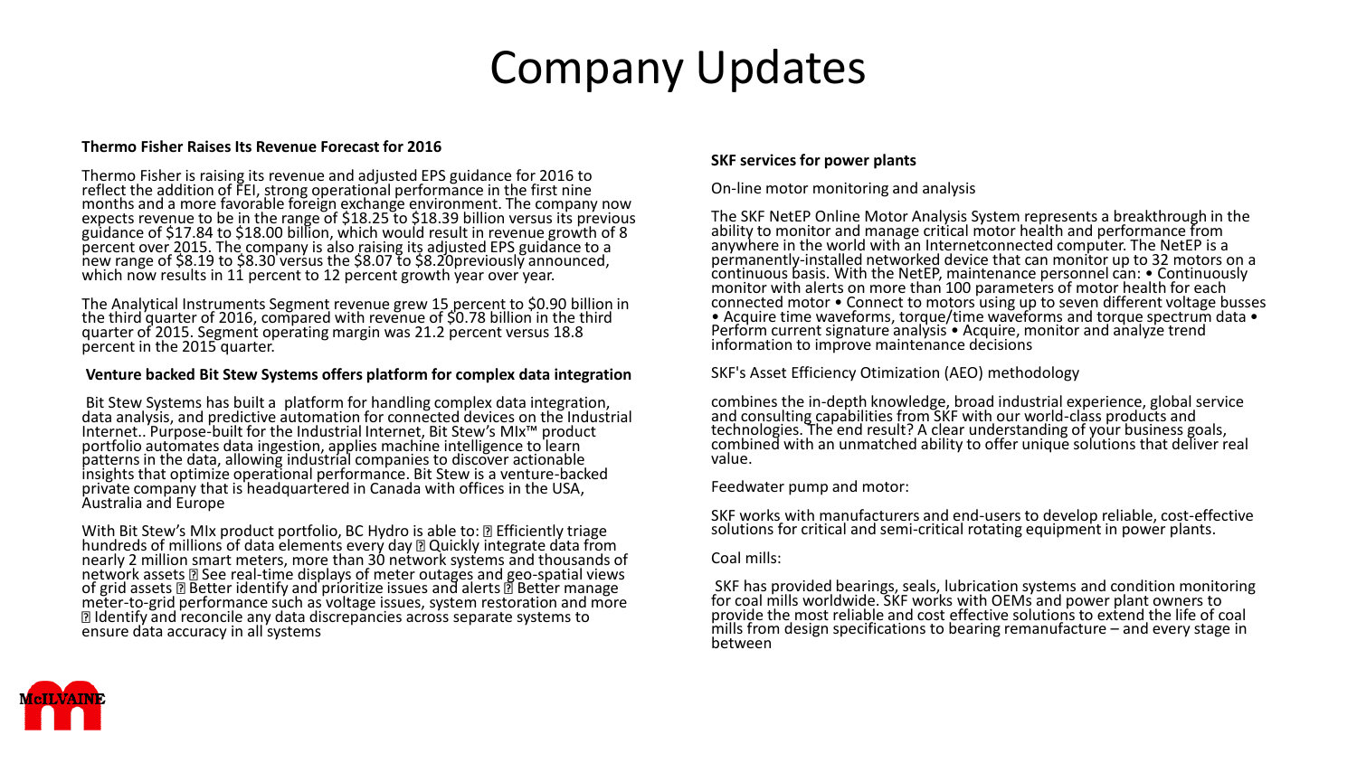# Company Updates

**Thermo Fisher Raises Its Revenue Forecast for 2016**

Thermo Fisher is raising its revenue and adjusted EPS guidance for 2016 to reflect the addition of FEI, strong operational performance in the first nine months and a more favorable foreign exchange environment. The company now expects revenue to be in the range of $18.25 to $18.39 billion versus its previous guidance of $17.84 to $18.00 billion, which would result in revenue growth of 8 percent over 2015. The company is also raising its adjusted EPS guidance to a new range of $8.19 to $8.30 versus the $8.07 to $8.20previously announced, which now results in 11 percent to 12 percent growth year over year.

The Analytical Instruments Segment revenue grew 15 percent to $0.90 billion in the third quarter of 2016, compared with revenue of $0.78 billion in the third quarter of 2015. Segment operating margin was 21.2 percent versus 18.8 percent in the 2015 quarter.

**Venture backed Bit Stew Systems offers platform for complex data integration**

Bit Stew Systems has built a platform for handling complex data integration, data analysis, and predictive automation for connected devices on the Industrial Internet.. Purpose-built for the Industrial Internet, Bit Stew's MIx™ product portfolio automates data ingestion, applies machine intelligence to learn patterns in the data, allowing industrial companies to discover actionable insights that optimize operational performance. Bit Stew is a venture-backed private company that is headquartered in Canada with offices in the USA, Australia and Europe

With Bit Stew's MIx product portfolio, BC Hydro is able to: ▯ Efficiently triage hundreds of millions of data elements every day ▯ Quickly integrate data from nearly 2 million smart meters, more than 30 network systems and thousands of network assets ▯ See real-time displays of meter outages and geo-spatial views of grid assets ▯ Better identify and prioritize issues and alerts ▯ Better manage meter-to-grid performance such as voltage issues, system restoration and more ▯ Identify and reconcile any data discrepancies across separate systems to ensure data accuracy in all systems

**SKF services for power plants**

On-line motor monitoring and analysis

The SKF NetEP Online Motor Analysis System represents a breakthrough in the ability to monitor and manage critical motor health and performance from anywhere in the world with an Internetconnected computer. The NetEP is a permanently-installed networked device that can monitor up to 32 motors on a continuous basis. With the NetEP, maintenance personnel can: • Continuously monitor with alerts on more than 100 parameters of motor health for each connected motor • Connect to motors using up to seven different voltage busses • Acquire time waveforms, torque/time waveforms and torque spectrum data • Perform current signature analysis • Acquire, monitor and analyze trend information to improve maintenance decisions

SKF's Asset Efficiency Otimization (AEO) methodology

combines the in-depth knowledge, broad industrial experience, global service and consulting capabilities from SKF with our world-class products and technologies. The end result? A clear understanding of your business goals, combined with an unmatched ability to offer unique solutions that deliver real value.

Feedwater pump and motor:

SKF works with manufacturers and end-users to develop reliable, cost-effective solutions for critical and semi-critical rotating equipment in power plants.

Coal mills:

SKF has provided bearings, seals, lubrication systems and condition monitoring for coal mills worldwide. SKF works with OEMs and power plant owners to provide the most reliable and cost effective solutions to extend the life of coal mills from design specifications to bearing remanufacture – and every stage in between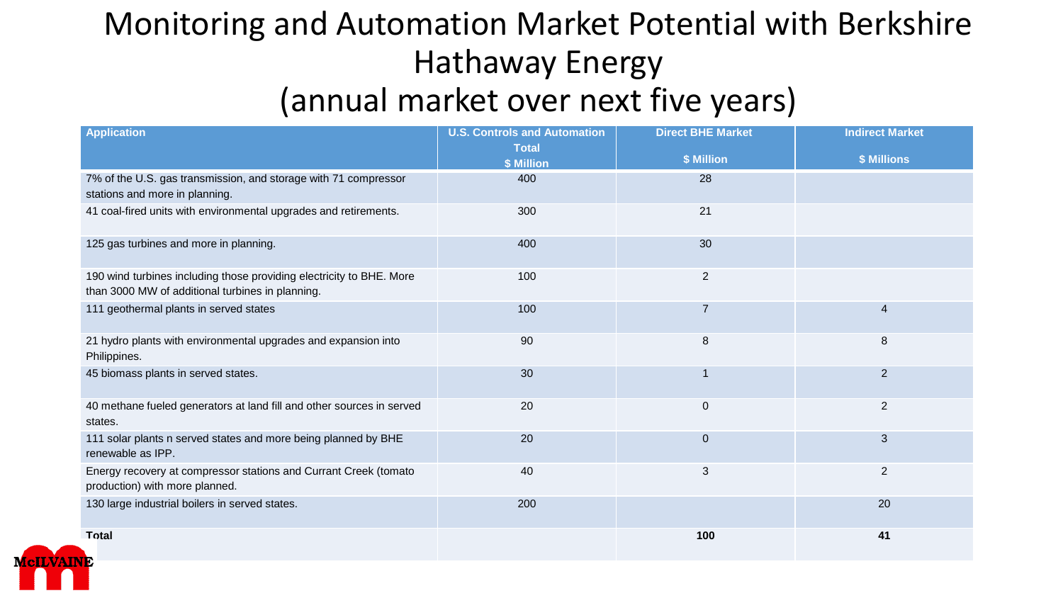# Monitoring and Automation Market Potential with Berkshire Hathaway Energy
# (annual market over next five years)

| Application | U.S. Controls and Automation Total $ Million | Direct BHE Market $ Million | Indirect Market $ Millions |
|---|---|---|---|
| 7% of the U.S. gas transmission, and storage with 71 compressor stations and more in planning. | 400 | 28 | |
| 41 coal-fired units with environmental upgrades and retirements. | 300 | 21 | |
| 125 gas turbines and more in planning. | 400 | 30 | |
| 190 wind turbines including those providing electricity to BHE. More than 3000 MW of additional turbines in planning. | 100 | 2 | |
| 111 geothermal plants in served states | 100 | 7 | 4 |
| 21 hydro plants with environmental upgrades and expansion into Philippines. | 90 | 8 | 8 |
| 45 biomass plants in served states. | 30 | 1 | 2 |
| 40 methane fueled generators at land fill and other sources in served states. | 20 | 0 | 2 |
| 111 solar plants n served states and more being planned by BHE renewable as IPP. | 20 | 0 | 3 |
| Energy recovery at compressor stations and Currant Creek (tomato production) with more planned. | 40 | 3 | 2 |
| 130 large industrial boilers in served states. | 200 | | 20 |
| **Total** | | **100** | **41** |